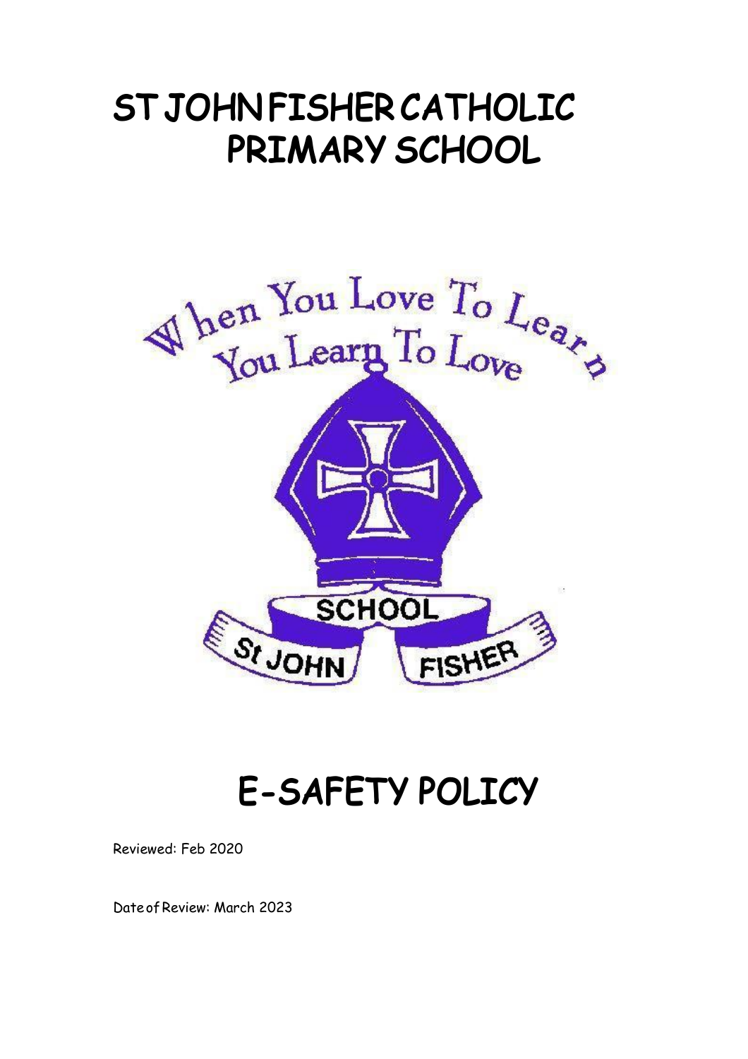# ST JOHN FISHER CATHOLIC PRIMARY SCHOOL

# E-SAFETY POLICY

Reviewed: Feb 2020

Date of Review: March 2023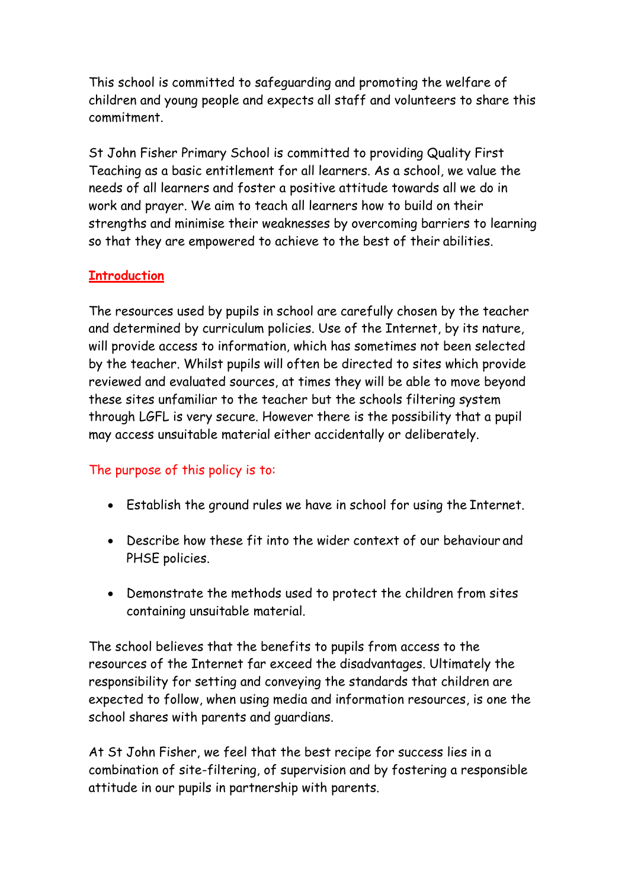This school is committed to safeguarding and promoting the welfare of children and young people and expects all staff and volunteers to share this commitment.

St John Fisher Primary School is committed to providing Quality First Teaching as a basic entitlement for all learners. As a school, we value the needs of all learners and foster a positive attitude towards all we do in work and prayer. We aim to teach all learners how to build on their strengths and minimise their weaknesses by overcoming barriers to learning so that they are empowered to achieve to the best of their abilities.

## Introduction

The resources used by pupils in school are carefully chosen by the teacher and determined by curriculum policies. Use of the Internet, by its nature, will provide access to information, which has sometimes not been selected by the teacher. Whilst pupils will often be directed to sites which provide reviewed and evaluated sources, at times they will be able to move beyond these sites unfamiliar to the teacher but the schools filtering system through LGFL is very secure. However there is the possibility that a pupil may access unsuitable material either accidentally or deliberately.

The purpose of this policy is to:

- Establish the ground rules we have in school for using the Internet.
- Describe how these fit into the wider context of our behaviour and PHSE policies.
- Demonstrate the methods used to protect the children from sites containing unsuitable material.

The school believes that the benefits to pupils from access to the resources of the Internet far exceed the disadvantages. Ultimately the responsibility for setting and conveying the standards that children are expected to follow, when using media and information resources, is one the school shares with parents and guardians.

At St John Fisher, we feel that the best recipe for success lies in a combination of site-filtering, of supervision and by fostering a responsible attitude in our pupils in partnership with parents.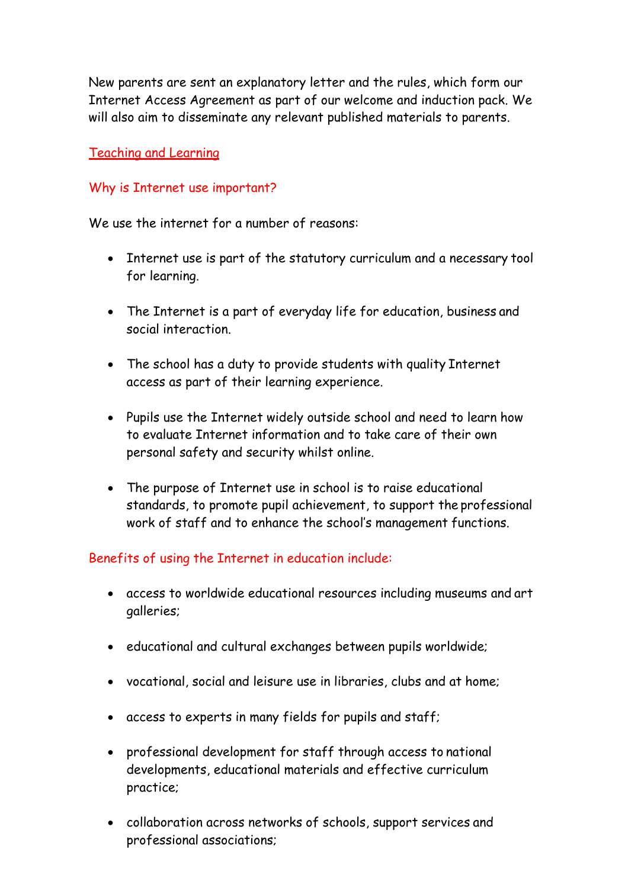New parents are sent an explanatory letter and the rules, which form our Internet Access Agreement as part of our welcome and induction pack. We will also aim to disseminate any relevant published materials to parents.

## Teaching and Learning

### Why is Internet use important?

We use the internet for a number of reasons:

- Internet use is part of the statutory curriculum and a necessary tool for learning.
- The Internet is a part of everyday life for education, business and social interaction.
- The school has a duty to provide students with quality Internet access as part of their learning experience.
- Pupils use the Internet widely outside school and need to learn how to evaluate Internet information and to take care of their own personal safety and security whilst online.
- The purpose of Internet use in school is to raise educational standards, to promote pupil achievement, to support the professional work of staff and to enhance the school's management functions.

### Benefits of using the Internet in education include:

- access to worldwide educational resources including museums and art galleries;
- educational and cultural exchanges between pupils worldwide;
- vocational, social and leisure use in libraries, clubs and at home;
- access to experts in many fields for pupils and staff;
- professional development for staff through access to national developments, educational materials and effective curriculum practice;
- collaboration across networks of schools, support services and professional associations;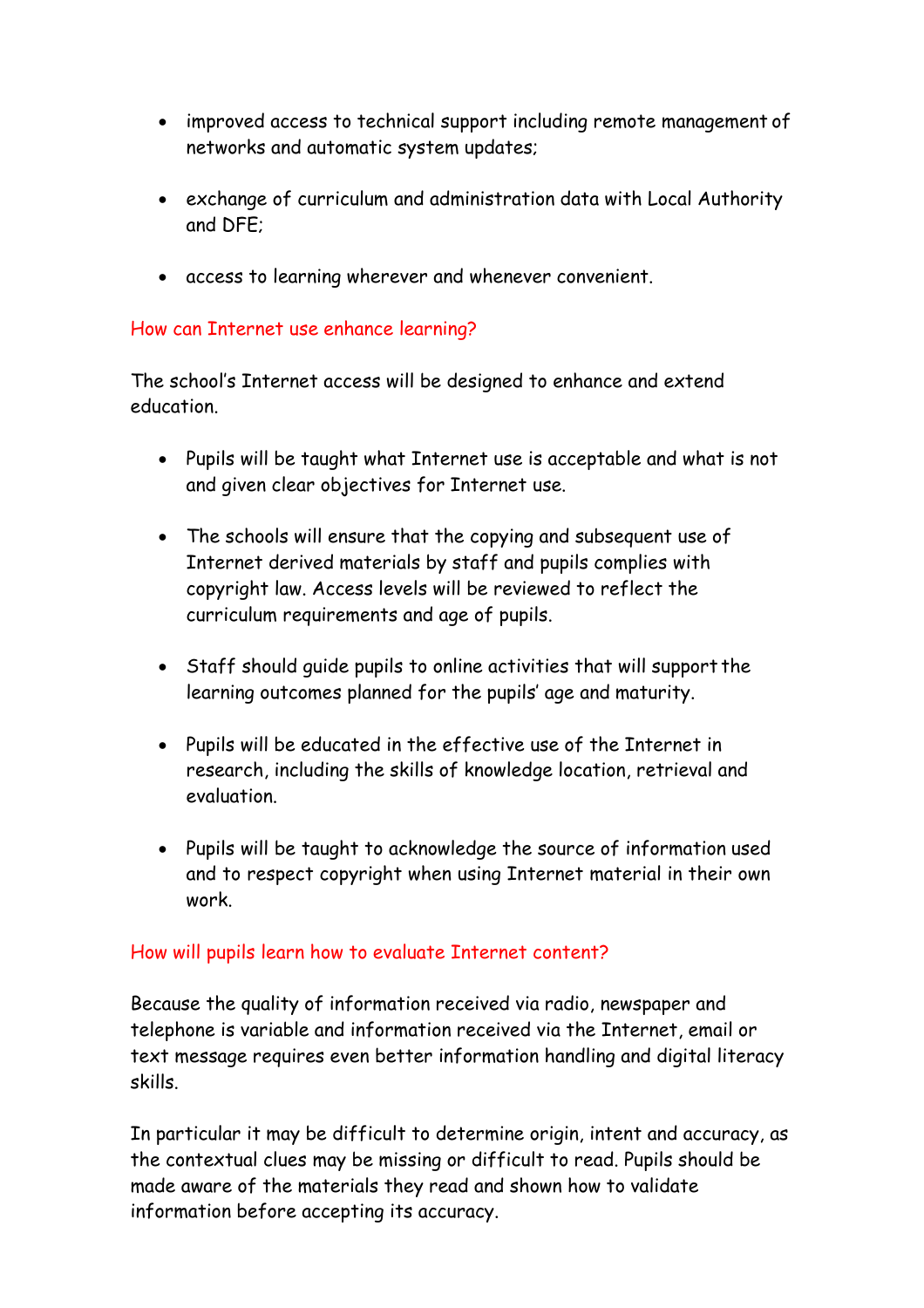- improved access to technical support including remote management of networks and automatic system updates;
- exchange of curriculum and administration data with Local Authority and DFE;
- access to learning wherever and whenever convenient.

## How can Internet use enhance learning?

The school's Internet access will be designed to enhance and extend education.

- Pupils will be taught what Internet use is acceptable and what is not and given clear objectives for Internet use.
- The schools will ensure that the copying and subsequent use of Internet derived materials by staff and pupils complies with copyright law. Access levels will be reviewed to reflect the curriculum requirements and age of pupils.
- Staff should guide pupils to online activities that will support the learning outcomes planned for the pupils' age and maturity.
- Pupils will be educated in the effective use of the Internet in research, including the skills of knowledge location, retrieval and evaluation.
- Pupils will be taught to acknowledge the source of information used and to respect copyright when using Internet material in their own work.

## How will pupils learn how to evaluate Internet content?

Because the quality of information received via radio, newspaper and telephone is variable and information received via the Internet, email or text message requires even better information handling and digital literacy skills.

In particular it may be difficult to determine origin, intent and accuracy, as the contextual clues may be missing or difficult to read. Pupils should be made aware of the materials they read and shown how to validate information before accepting its accuracy.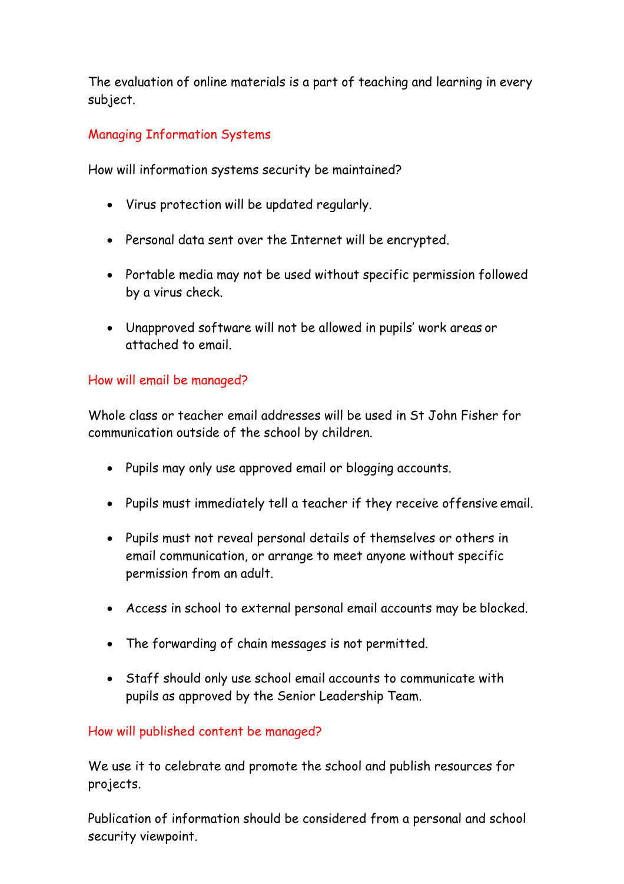The evaluation of online materials is a part of teaching and learning in every subject.

## Managing Information Systems

How will information systems security be maintained?

- Virus protection will be updated regularly.
- Personal data sent over the Internet will be encrypted.
- Portable media may not be used without specific permission followed by a virus check.
- Unapproved software will not be allowed in pupils' work areas or attached to email.

## How will email be managed?

Whole class or teacher email addresses will be used in St John Fisher for communication outside of the school by children.

- Pupils may only use approved email or blogging accounts.
- Pupils must immediately tell a teacher if they receive offensive email.
- Pupils must not reveal personal details of themselves or others in email communication, or arrange to meet anyone without specific permission from an adult.
- Access in school to external personal email accounts may be blocked.
- The forwarding of chain messages is not permitted.
- Staff should only use school email accounts to communicate with pupils as approved by the Senior Leadership Team.

## How will published content be managed?

We use it to celebrate and promote the school and publish resources for projects.

Publication of information should be considered from a personal and school security viewpoint.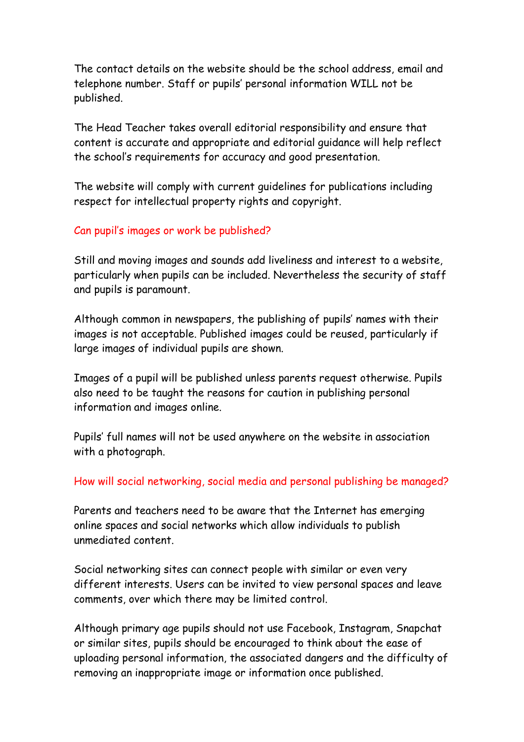The contact details on the website should be the school address, email and telephone number. Staff or pupils' personal information WILL not be published.

The Head Teacher takes overall editorial responsibility and ensure that content is accurate and appropriate and editorial guidance will help reflect the school's requirements for accuracy and good presentation.

The website will comply with current guidelines for publications including respect for intellectual property rights and copyright.

## Can pupil's images or work be published?

Still and moving images and sounds add liveliness and interest to a website, particularly when pupils can be included. Nevertheless the security of staff and pupils is paramount.

Although common in newspapers, the publishing of pupils' names with their images is not acceptable. Published images could be reused, particularly if large images of individual pupils are shown.

Images of a pupil will be published unless parents request otherwise. Pupils also need to be taught the reasons for caution in publishing personal information and images online.

Pupils' full names will not be used anywhere on the website in association with a photograph.

## How will social networking, social media and personal publishing be managed?

Parents and teachers need to be aware that the Internet has emerging online spaces and social networks which allow individuals to publish unmediated content.

Social networking sites can connect people with similar or even very different interests. Users can be invited to view personal spaces and leave comments, over which there may be limited control.

Although primary age pupils should not use Facebook, Instagram, Snapchat or similar sites, pupils should be encouraged to think about the ease of uploading personal information, the associated dangers and the difficulty of removing an inappropriate image or information once published.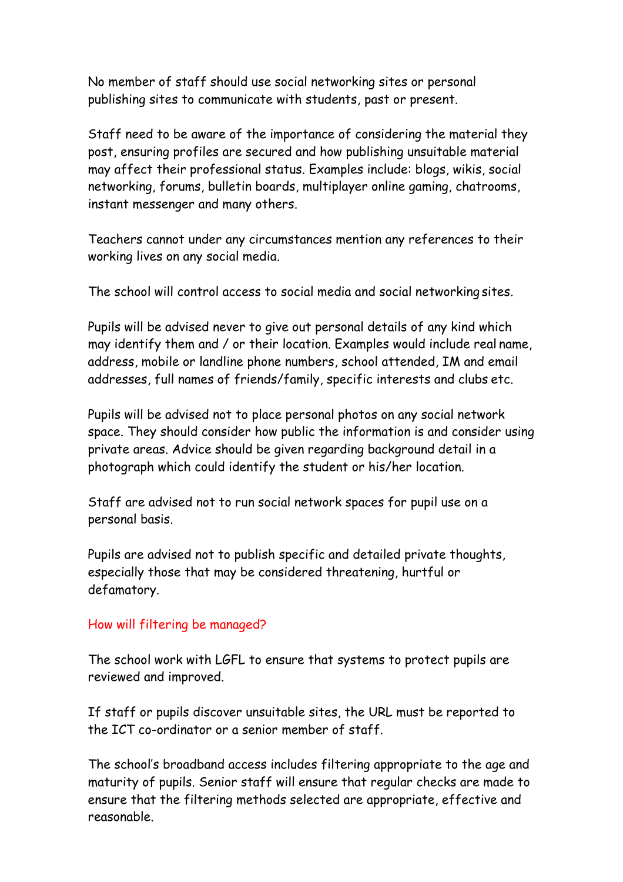No member of staff should use social networking sites or personal publishing sites to communicate with students, past or present.

Staff need to be aware of the importance of considering the material they post, ensuring profiles are secured and how publishing unsuitable material may affect their professional status. Examples include: blogs, wikis, social networking, forums, bulletin boards, multiplayer online gaming, chatrooms, instant messenger and many others.

Teachers cannot under any circumstances mention any references to their working lives on any social media.

The school will control access to social media and social networking sites.

Pupils will be advised never to give out personal details of any kind which may identify them and / or their location. Examples would include real name, address, mobile or landline phone numbers, school attended, IM and email addresses, full names of friends/family, specific interests and clubs etc.

Pupils will be advised not to place personal photos on any social network space. They should consider how public the information is and consider using private areas. Advice should be given regarding background detail in a photograph which could identify the student or his/her location.

Staff are advised not to run social network spaces for pupil use on a personal basis.

Pupils are advised not to publish specific and detailed private thoughts, especially those that may be considered threatening, hurtful or defamatory.

## How will filtering be managed?

The school work with LGFL to ensure that systems to protect pupils are reviewed and improved.

If staff or pupils discover unsuitable sites, the URL must be reported to the ICT co-ordinator or a senior member of staff.

The school's broadband access includes filtering appropriate to the age and maturity of pupils. Senior staff will ensure that regular checks are made to ensure that the filtering methods selected are appropriate, effective and reasonable.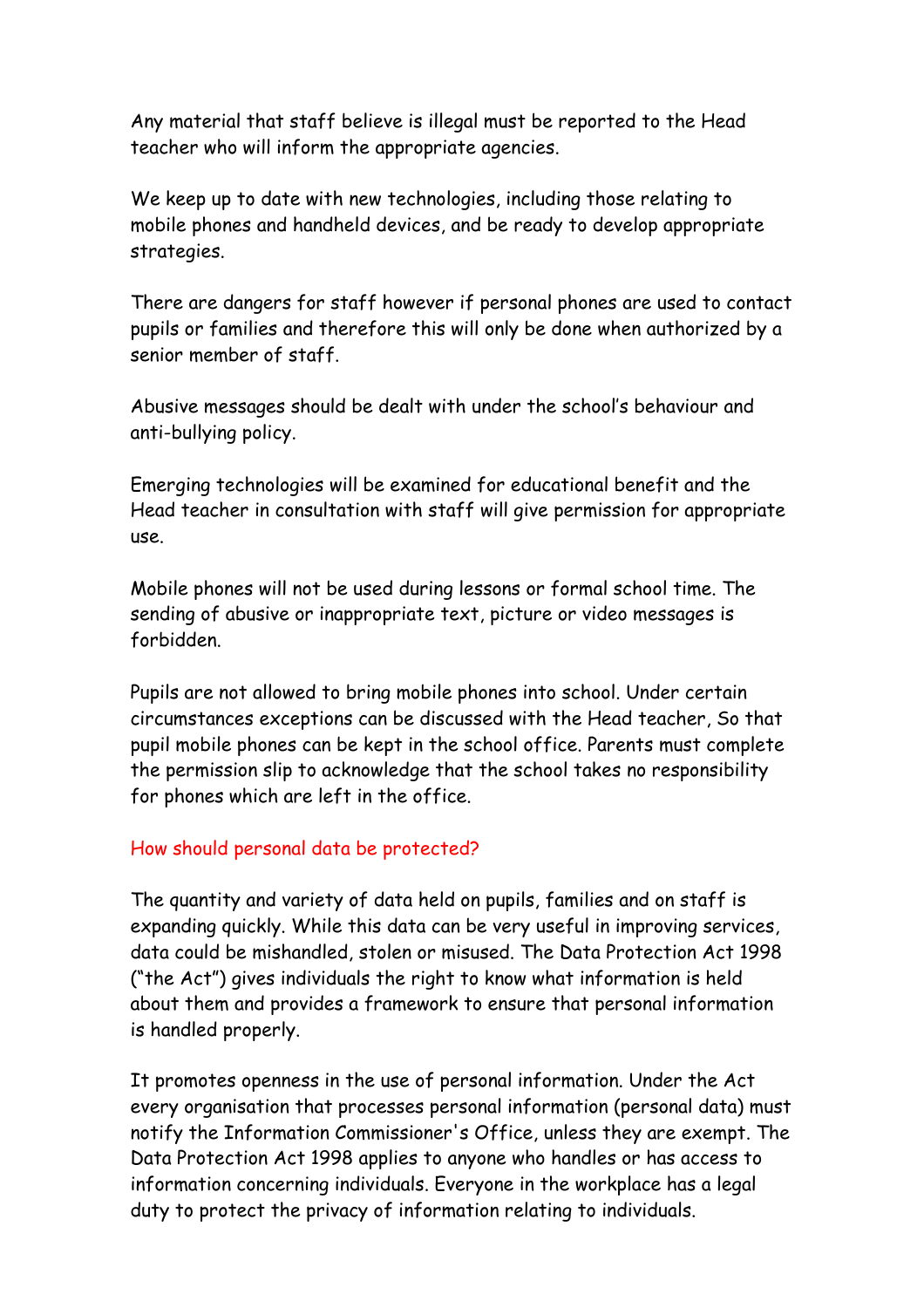Any material that staff believe is illegal must be reported to the Head teacher who will inform the appropriate agencies.

We keep up to date with new technologies, including those relating to mobile phones and handheld devices, and be ready to develop appropriate strategies.

There are dangers for staff however if personal phones are used to contact pupils or families and therefore this will only be done when authorized by a senior member of staff.

Abusive messages should be dealt with under the school's behaviour and anti-bullying policy.

Emerging technologies will be examined for educational benefit and the Head teacher in consultation with staff will give permission for appropriate use.

Mobile phones will not be used during lessons or formal school time. The sending of abusive or inappropriate text, picture or video messages is forbidden.

Pupils are not allowed to bring mobile phones into school. Under certain circumstances exceptions can be discussed with the Head teacher, So that pupil mobile phones can be kept in the school office. Parents must complete the permission slip to acknowledge that the school takes no responsibility for phones which are left in the office.

## How should personal data be protected?

The quantity and variety of data held on pupils, families and on staff is expanding quickly. While this data can be very useful in improving services, data could be mishandled, stolen or misused. The Data Protection Act 1998 ("the Act") gives individuals the right to know what information is held about them and provides a framework to ensure that personal information is handled properly.

It promotes openness in the use of personal information. Under the Act every organisation that processes personal information (personal data) must notify the Information Commissioner's Office, unless they are exempt. The Data Protection Act 1998 applies to anyone who handles or has access to information concerning individuals. Everyone in the workplace has a legal duty to protect the privacy of information relating to individuals.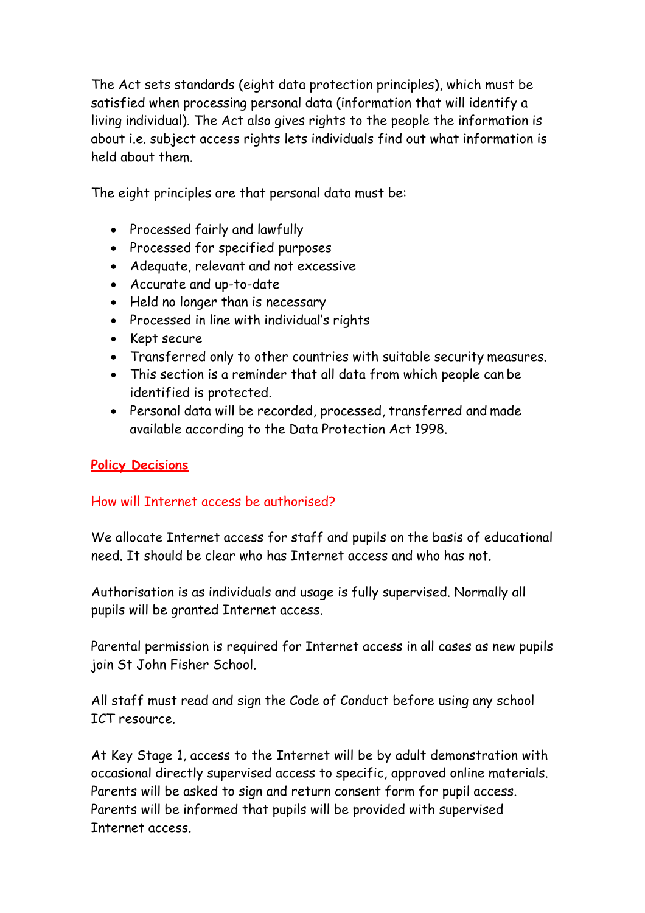The Act sets standards (eight data protection principles), which must be satisfied when processing personal data (information that will identify a living individual). The Act also gives rights to the people the information is about i.e. subject access rights lets individuals find out what information is held about them.

The eight principles are that personal data must be:

- Processed fairly and lawfully
- Processed for specified purposes
- Adequate, relevant and not excessive
- Accurate and up-to-date
- Held no longer than is necessary
- Processed in line with individual's rights
- Kept secure
- Transferred only to other countries with suitable security measures.
- This section is a reminder that all data from which people can be identified is protected.
- Personal data will be recorded, processed, transferred and made available according to the Data Protection Act 1998.

## Policy Decisions

### How will Internet access be authorised?

We allocate Internet access for staff and pupils on the basis of educational need. It should be clear who has Internet access and who has not.

Authorisation is as individuals and usage is fully supervised. Normally all pupils will be granted Internet access.

Parental permission is required for Internet access in all cases as new pupils join St John Fisher School.

All staff must read and sign the Code of Conduct before using any school ICT resource.

At Key Stage 1, access to the Internet will be by adult demonstration with occasional directly supervised access to specific, approved online materials. Parents will be asked to sign and return consent form for pupil access. Parents will be informed that pupils will be provided with supervised Internet access.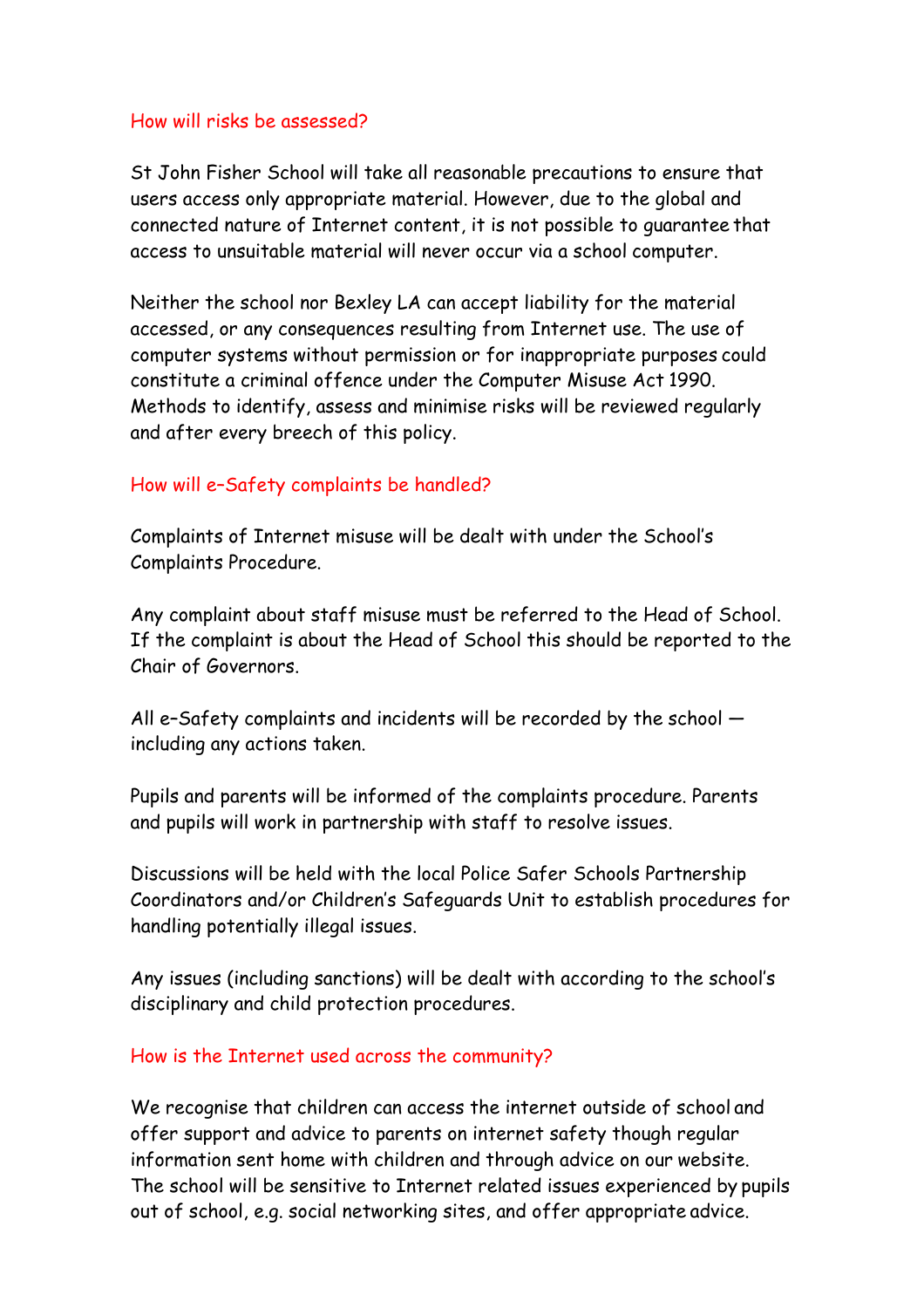## How will risks be assessed?

St John Fisher School will take all reasonable precautions to ensure that users access only appropriate material. However, due to the global and connected nature of Internet content, it is not possible to guarantee that access to unsuitable material will never occur via a school computer.

Neither the school nor Bexley LA can accept liability for the material accessed, or any consequences resulting from Internet use. The use of computer systems without permission or for inappropriate purposes could constitute a criminal offence under the Computer Misuse Act 1990. Methods to identify, assess and minimise risks will be reviewed regularly and after every breech of this policy.

## How will e–Safety complaints be handled?

Complaints of Internet misuse will be dealt with under the School's Complaints Procedure.

Any complaint about staff misuse must be referred to the Head of School. If the complaint is about the Head of School this should be reported to the Chair of Governors.

All e–Safety complaints and incidents will be recorded by the school — including any actions taken.

Pupils and parents will be informed of the complaints procedure. Parents and pupils will work in partnership with staff to resolve issues.

Discussions will be held with the local Police Safer Schools Partnership Coordinators and/or Children's Safeguards Unit to establish procedures for handling potentially illegal issues.

Any issues (including sanctions) will be dealt with according to the school's disciplinary and child protection procedures.

## How is the Internet used across the community?

We recognise that children can access the internet outside of school and offer support and advice to parents on internet safety though regular information sent home with children and through advice on our website. The school will be sensitive to Internet related issues experienced by pupils out of school, e.g. social networking sites, and offer appropriate advice.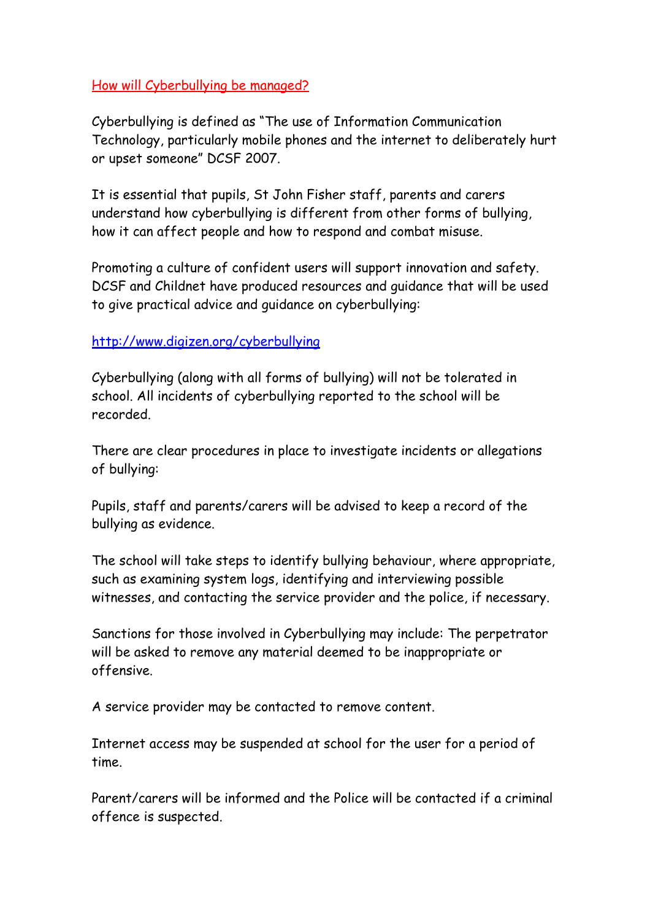## How will Cyberbullying be managed?

Cyberbullying is defined as "The use of Information Communication Technology, particularly mobile phones and the internet to deliberately hurt or upset someone" DCSF 2007.

It is essential that pupils, St John Fisher staff, parents and carers understand how cyberbullying is different from other forms of bullying, how it can affect people and how to respond and combat misuse.

Promoting a culture of confident users will support innovation and safety. DCSF and Childnet have produced resources and guidance that will be used to give practical advice and guidance on cyberbullying:

http://www.digizen.org/cyberbullying

Cyberbullying (along with all forms of bullying) will not be tolerated in school. All incidents of cyberbullying reported to the school will be recorded.

There are clear procedures in place to investigate incidents or allegations of bullying:

Pupils, staff and parents/carers will be advised to keep a record of the bullying as evidence.

The school will take steps to identify bullying behaviour, where appropriate, such as examining system logs, identifying and interviewing possible witnesses, and contacting the service provider and the police, if necessary.

Sanctions for those involved in Cyberbullying may include: The perpetrator will be asked to remove any material deemed to be inappropriate or offensive.

A service provider may be contacted to remove content.

Internet access may be suspended at school for the user for a period of time.

Parent/carers will be informed and the Police will be contacted if a criminal offence is suspected.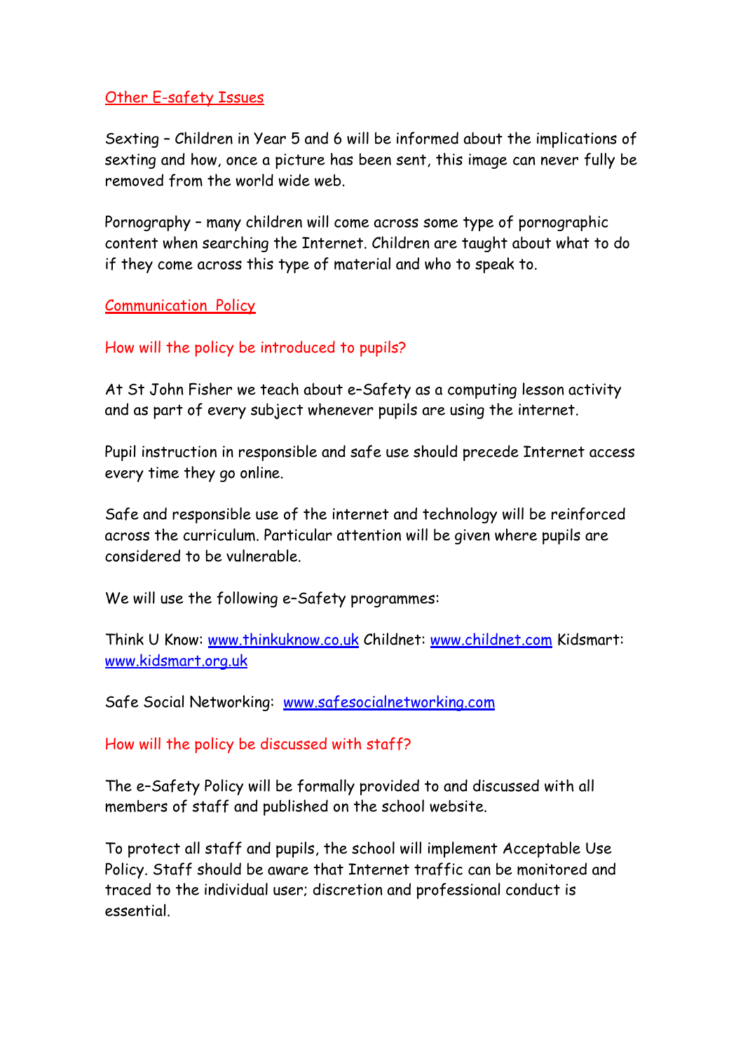## Other E-safety Issues

Sexting – Children in Year 5 and 6 will be informed about the implications of sexting and how, once a picture has been sent, this image can never fully be removed from the world wide web.

Pornography – many children will come across some type of pornographic content when searching the Internet. Children are taught about what to do if they come across this type of material and who to speak to.

## Communication Policy

### How will the policy be introduced to pupils?

At St John Fisher we teach about e–Safety as a computing lesson activity and as part of every subject whenever pupils are using the internet.

Pupil instruction in responsible and safe use should precede Internet access every time they go online.

Safe and responsible use of the internet and technology will be reinforced across the curriculum. Particular attention will be given where pupils are considered to be vulnerable.

We will use the following e–Safety programmes:

Think U Know: www.thinkuknow.co.uk Childnet: www.childnet.com Kidsmart: www.kidsmart.org.uk

Safe Social Networking: www.safesocialnetworking.com

### How will the policy be discussed with staff?

The e–Safety Policy will be formally provided to and discussed with all members of staff and published on the school website.

To protect all staff and pupils, the school will implement Acceptable Use Policy. Staff should be aware that Internet traffic can be monitored and traced to the individual user; discretion and professional conduct is essential.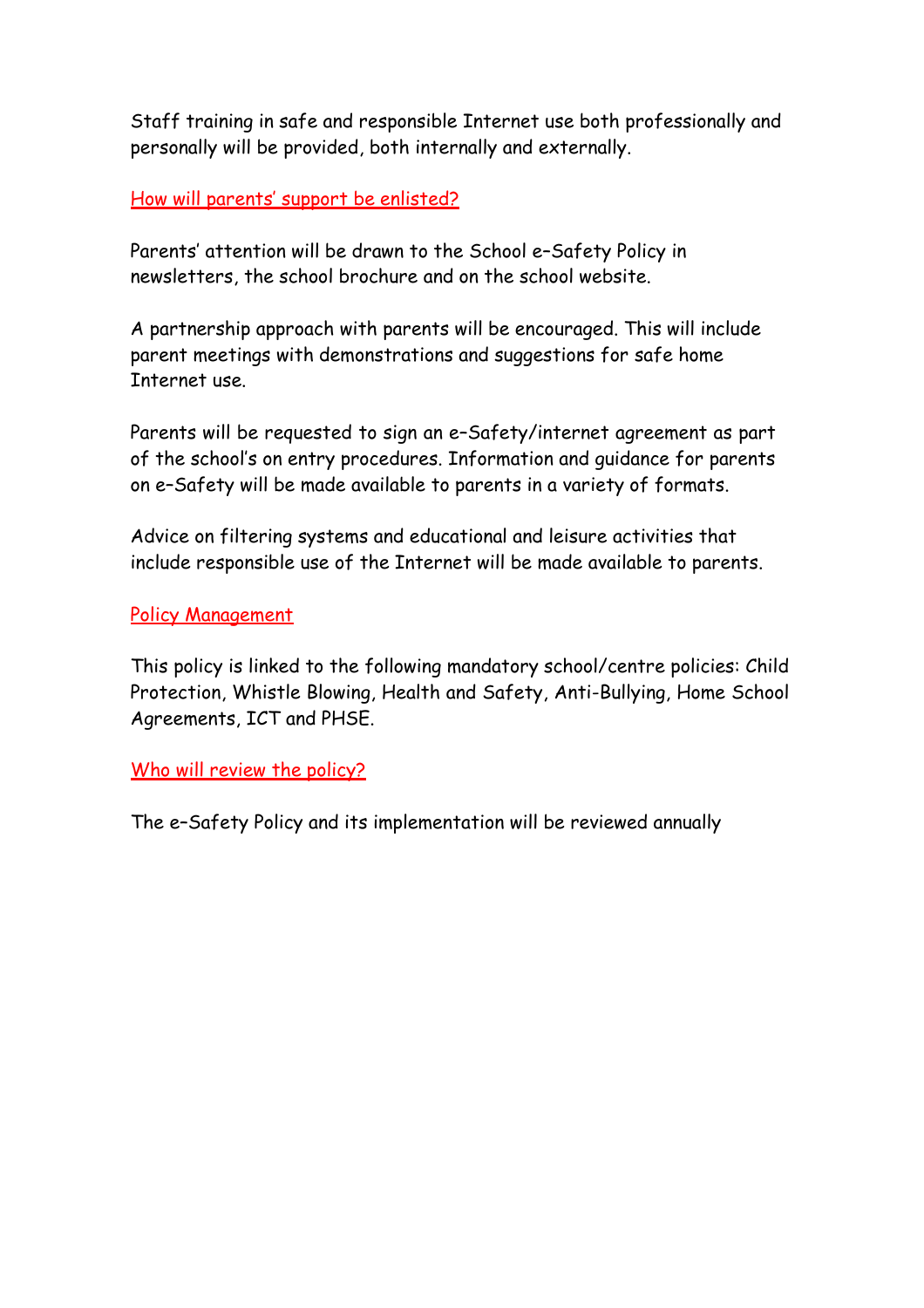Staff training in safe and responsible Internet use both professionally and personally will be provided, both internally and externally.

## How will parents' support be enlisted?

Parents' attention will be drawn to the School e–Safety Policy in newsletters, the school brochure and on the school website.

A partnership approach with parents will be encouraged. This will include parent meetings with demonstrations and suggestions for safe home Internet use.

Parents will be requested to sign an e–Safety/internet agreement as part of the school's on entry procedures. Information and guidance for parents on e–Safety will be made available to parents in a variety of formats.

Advice on filtering systems and educational and leisure activities that include responsible use of the Internet will be made available to parents.

## Policy Management

This policy is linked to the following mandatory school/centre policies: Child Protection, Whistle Blowing, Health and Safety, Anti-Bullying, Home School Agreements, ICT and PHSE.

## Who will review the policy?

The e–Safety Policy and its implementation will be reviewed annually